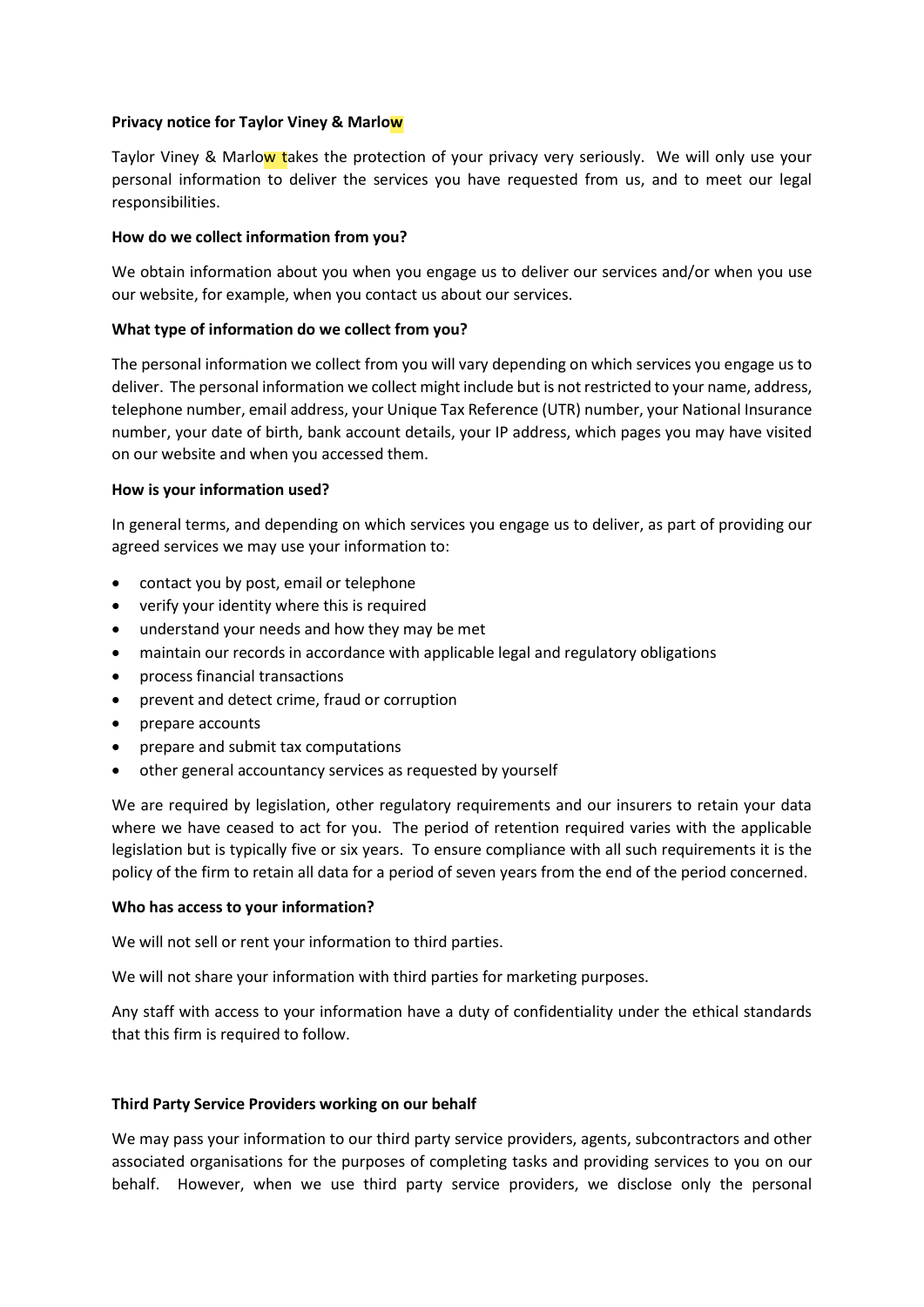**Privacy notice for Taylor Viney & Marlow**

Taylor Viney & Marlow takes the protection of your privacy very seriously. We will only use your personal information to deliver the services you have requested from us, and to meet our legal responsibilities.

**How do we collect information from you?**

We obtain information about you when you engage us to deliver our services and/or when you use our website, for example, when you contact us about our services.

**What type of information do we collect from you?**

The personal information we collect from you will vary depending on which services you engage us to deliver. The personal information we collect might include but is not restricted to your name, address, telephone number, email address, your Unique Tax Reference (UTR) number, your National Insurance number, your date of birth, bank account details, your IP address, which pages you may have visited on our website and when you accessed them.

**How is your information used?**

In general terms, and depending on which services you engage us to deliver, as part of providing our agreed services we may use your information to:

- contact you by post, email or telephone
- verify your identity where this is required
- understand your needs and how they may be met
- maintain our records in accordance with applicable legal and regulatory obligations
- process financial transactions
- prevent and detect crime, fraud or corruption
- prepare accounts
- prepare and submit tax computations
- other general accountancy services as requested by yourself

We are required by legislation, other regulatory requirements and our insurers to retain your data where we have ceased to act for you. The period of retention required varies with the applicable legislation but is typically five or six years. To ensure compliance with all such requirements it is the policy of the firm to retain all data for a period of seven years from the end of the period concerned.

**Who has access to your information?**

We will not sell or rent your information to third parties.

We will not share your information with third parties for marketing purposes.

Any staff with access to your information have a duty of confidentiality under the ethical standards that this firm is required to follow.

**Third Party Service Providers working on our behalf**

We may pass your information to our third party service providers, agents, subcontractors and other associated organisations for the purposes of completing tasks and providing services to you on our behalf. However, when we use third party service providers, we disclose only the personal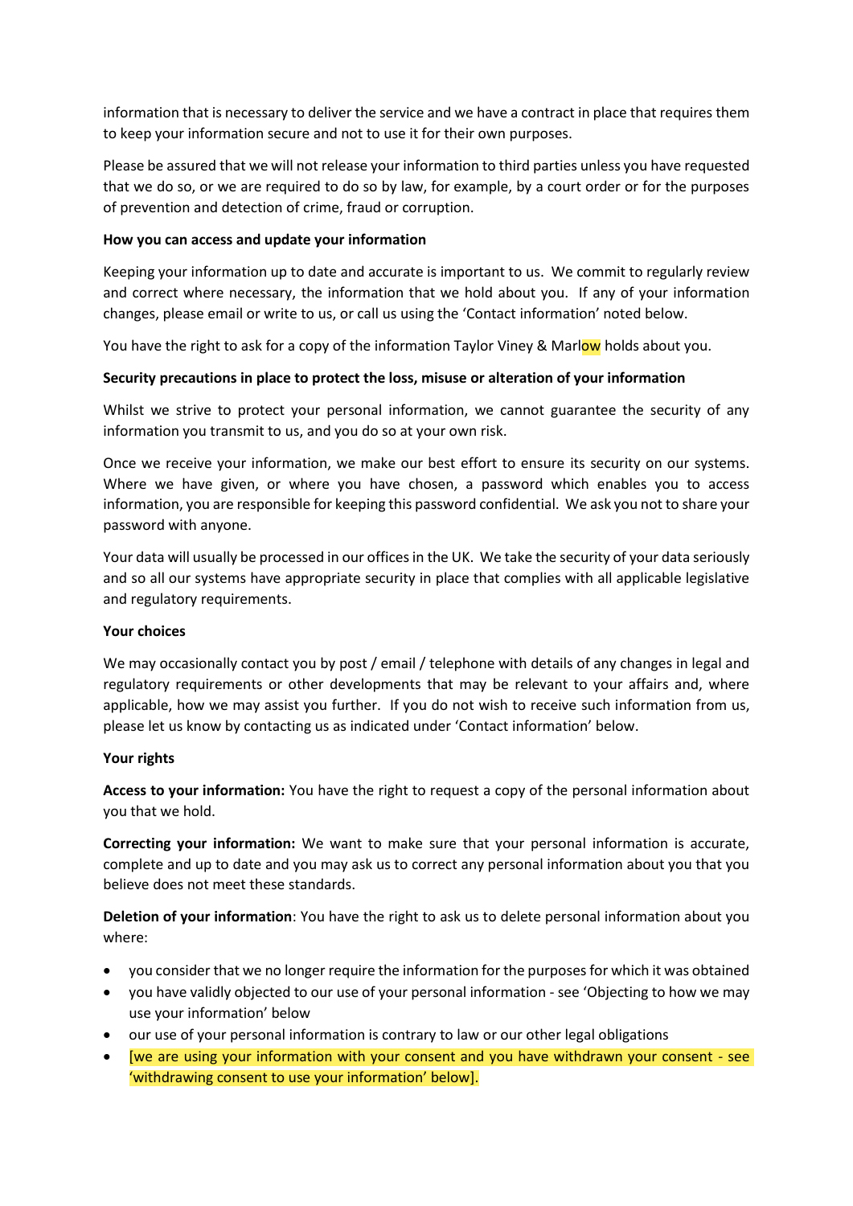information that is necessary to deliver the service and we have a contract in place that requires them to keep your information secure and not to use it for their own purposes.

Please be assured that we will not release your information to third parties unless you have requested that we do so, or we are required to do so by law, for example, by a court order or for the purposes of prevention and detection of crime, fraud or corruption.

**How you can access and update your information**

Keeping your information up to date and accurate is important to us. We commit to regularly review and correct where necessary, the information that we hold about you. If any of your information changes, please email or write to us, or call us using the 'Contact information' noted below.

You have the right to ask for a copy of the information Taylor Viney & Marlow holds about you.

**Security precautions in place to protect the loss, misuse or alteration of your information**

Whilst we strive to protect your personal information, we cannot guarantee the security of any information you transmit to us, and you do so at your own risk.

Once we receive your information, we make our best effort to ensure its security on our systems. Where we have given, or where you have chosen, a password which enables you to access information, you are responsible for keeping this password confidential. We ask you not to share your password with anyone.

Your data will usually be processed in our offices in the UK. We take the security of your data seriously and so all our systems have appropriate security in place that complies with all applicable legislative and regulatory requirements.

**Your choices**

We may occasionally contact you by post / email / telephone with details of any changes in legal and regulatory requirements or other developments that may be relevant to your affairs and, where applicable, how we may assist you further. If you do not wish to receive such information from us, please let us know by contacting us as indicated under 'Contact information' below.

**Your rights**

**Access to your information:** You have the right to request a copy of the personal information about you that we hold.

**Correcting your information:** We want to make sure that your personal information is accurate, complete and up to date and you may ask us to correct any personal information about you that you believe does not meet these standards.

**Deletion of your information**: You have the right to ask us to delete personal information about you where:

- you consider that we no longer require the information for the purposes for which it was obtained
- you have validly objected to our use of your personal information - see 'Objecting to how we may use your information' below
- our use of your personal information is contrary to law or our other legal obligations
- [we are using your information with your consent and you have withdrawn your consent - see 'withdrawing consent to use your information' below].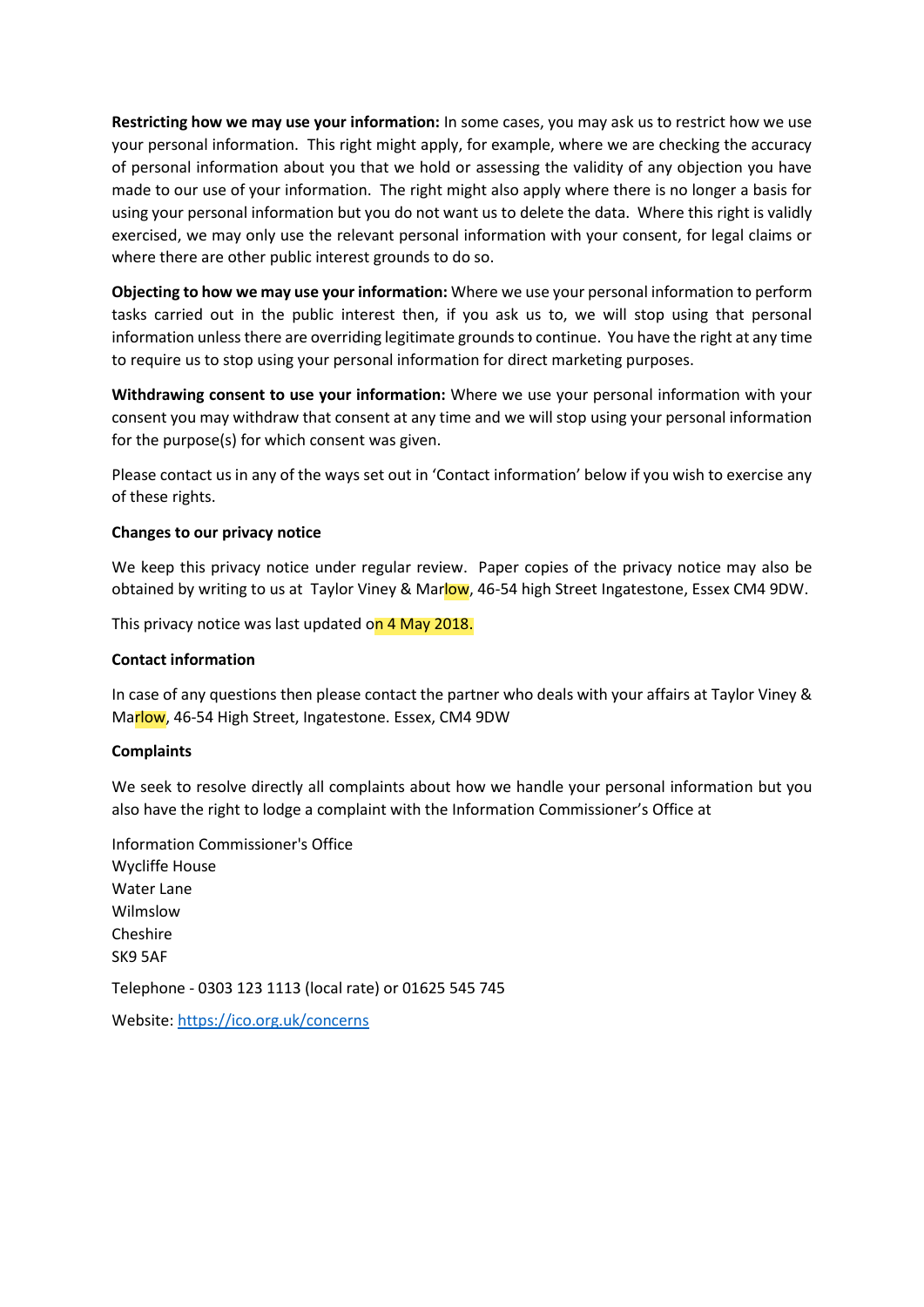**Restricting how we may use your information:** In some cases, you may ask us to restrict how we use your personal information. This right might apply, for example, where we are checking the accuracy of personal information about you that we hold or assessing the validity of any objection you have made to our use of your information. The right might also apply where there is no longer a basis for using your personal information but you do not want us to delete the data. Where this right is validly exercised, we may only use the relevant personal information with your consent, for legal claims or where there are other public interest grounds to do so.

**Objecting to how we may use your information:** Where we use your personal information to perform tasks carried out in the public interest then, if you ask us to, we will stop using that personal information unless there are overriding legitimate grounds to continue. You have the right at any time to require us to stop using your personal information for direct marketing purposes.

**Withdrawing consent to use your information:** Where we use your personal information with your consent you may withdraw that consent at any time and we will stop using your personal information for the purpose(s) for which consent was given.

Please contact us in any of the ways set out in 'Contact information' below if you wish to exercise any of these rights.

**Changes to our privacy notice**

We keep this privacy notice under regular review. Paper copies of the privacy notice may also be obtained by writing to us at Taylor Viney & Marlow, 46-54 high Street Ingatestone, Essex CM4 9DW.

This privacy notice was last updated on 4 May 2018.

**Contact information**

In case of any questions then please contact the partner who deals with your affairs at Taylor Viney & Marlow, 46-54 High Street, Ingatestone. Essex, CM4 9DW

**Complaints**

We seek to resolve directly all complaints about how we handle your personal information but you also have the right to lodge a complaint with the Information Commissioner's Office at

Information Commissioner's Office
Wycliffe House
Water Lane
Wilmslow
Cheshire
SK9 5AF

Telephone - 0303 123 1113 (local rate) or 01625 545 745

Website: https://ico.org.uk/concerns